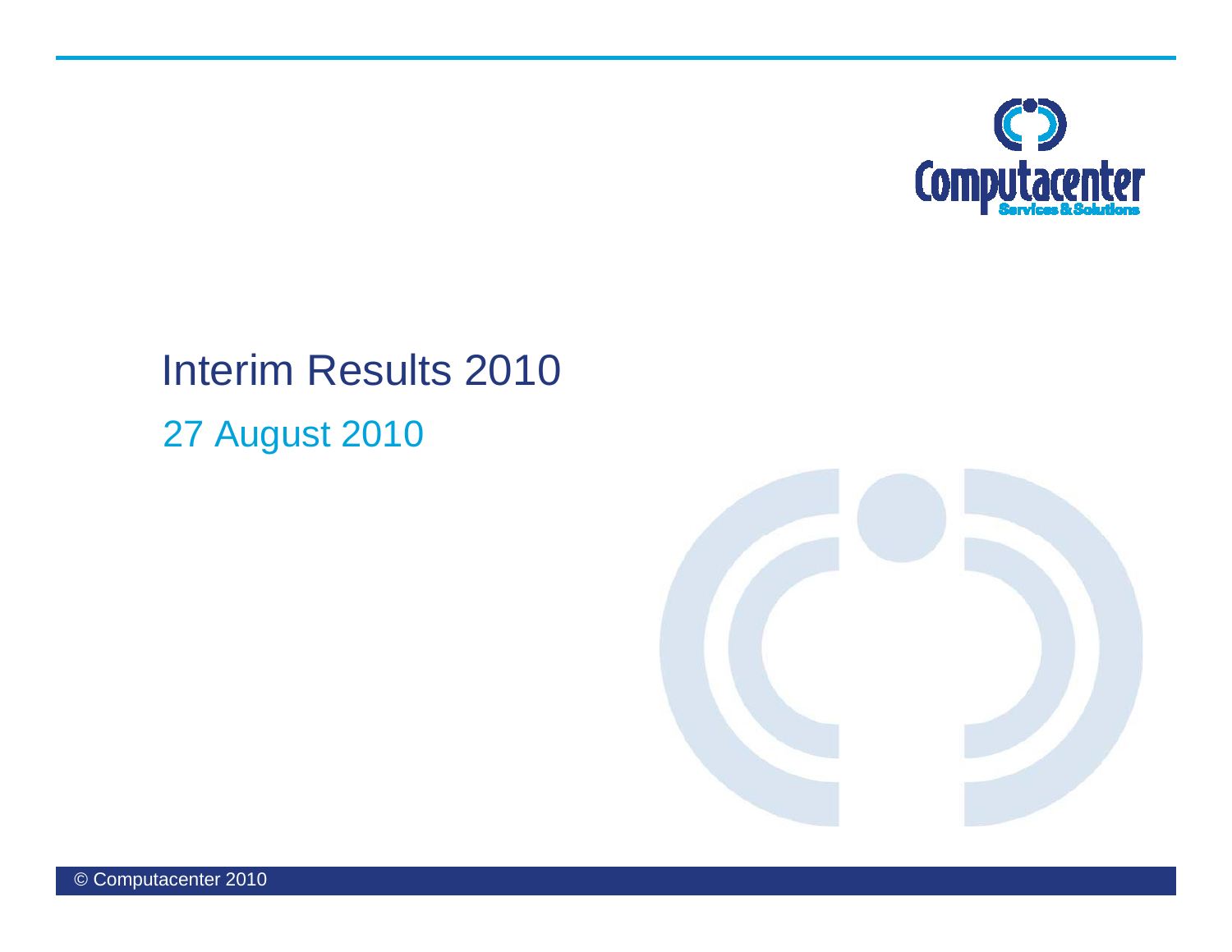# Interim Results 2010

27 August 2010

© Computacenter 2010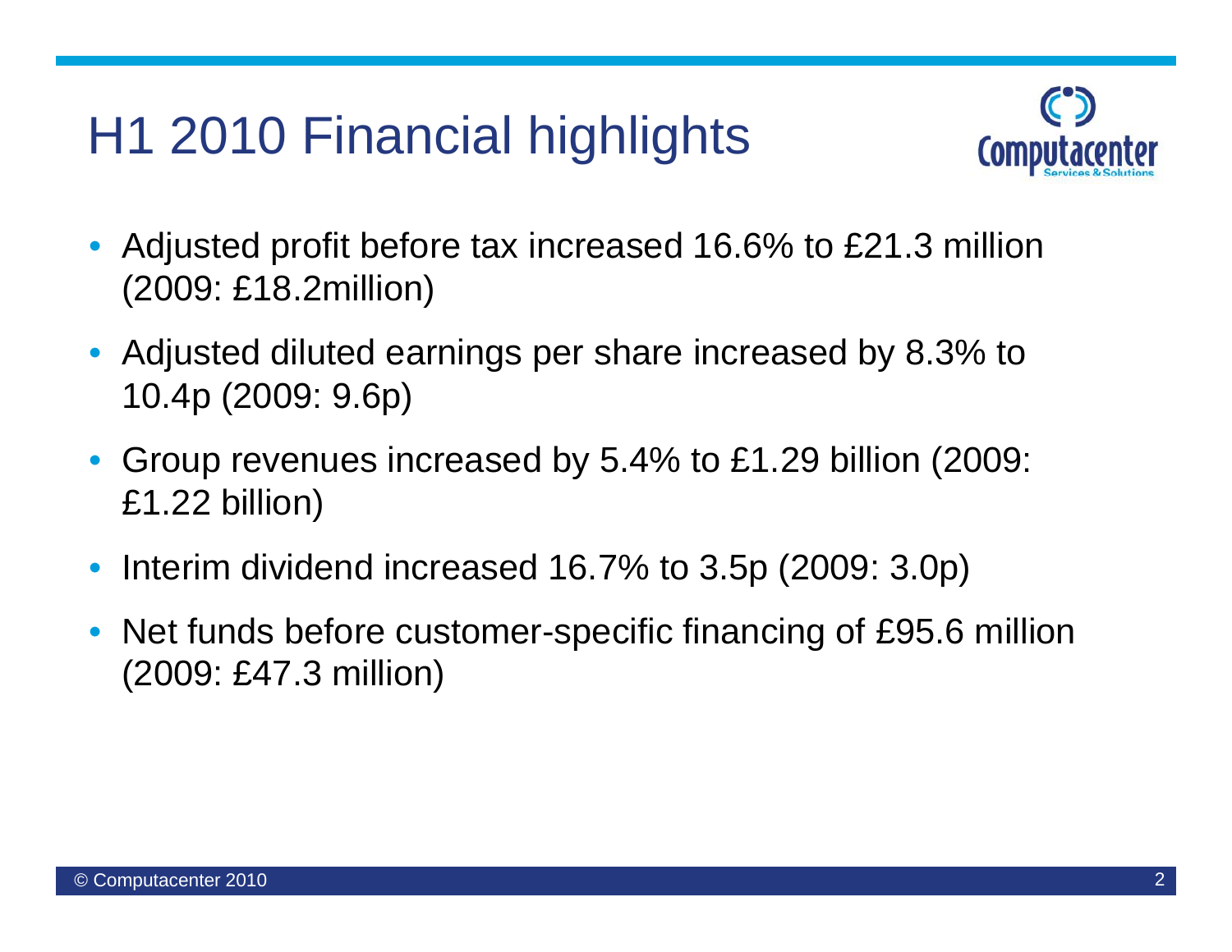# H1 2010 Financial highlights

- Adjusted profit before tax increased 16.6% to £21.3 million (2009: £18.2million)
- Adjusted diluted earnings per share increased by 8.3% to 10.4p (2009: 9.6p)
- Group revenues increased by 5.4% to £1.29 billion (2009: £1.22 billion)
- Interim dividend increased 16.7% to 3.5p (2009: 3.0p)
- Net funds before customer-specific financing of £95.6 million (2009: £47.3 million)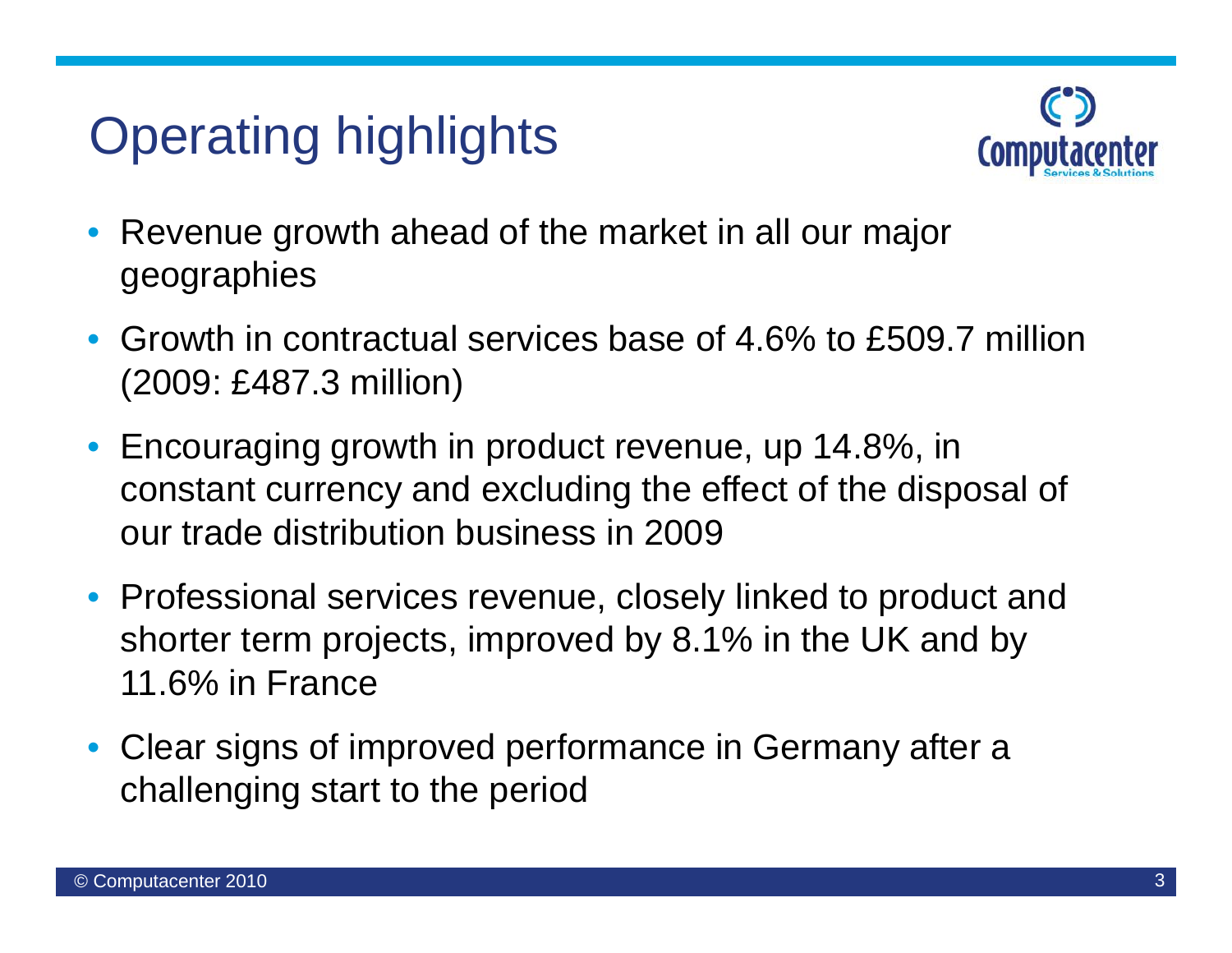# Operating highlights

- Revenue growth ahead of the market in all our major geographies
- Growth in contractual services base of 4.6% to £509.7 million (2009: £487.3 million)
- Encouraging growth in product revenue, up 14.8%, in constant currency and excluding the effect of the disposal of our trade distribution business in 2009
- Professional services revenue, closely linked to product and shorter term projects, improved by 8.1% in the UK and by 11.6% in France
- Clear signs of improved performance in Germany after a challenging start to the period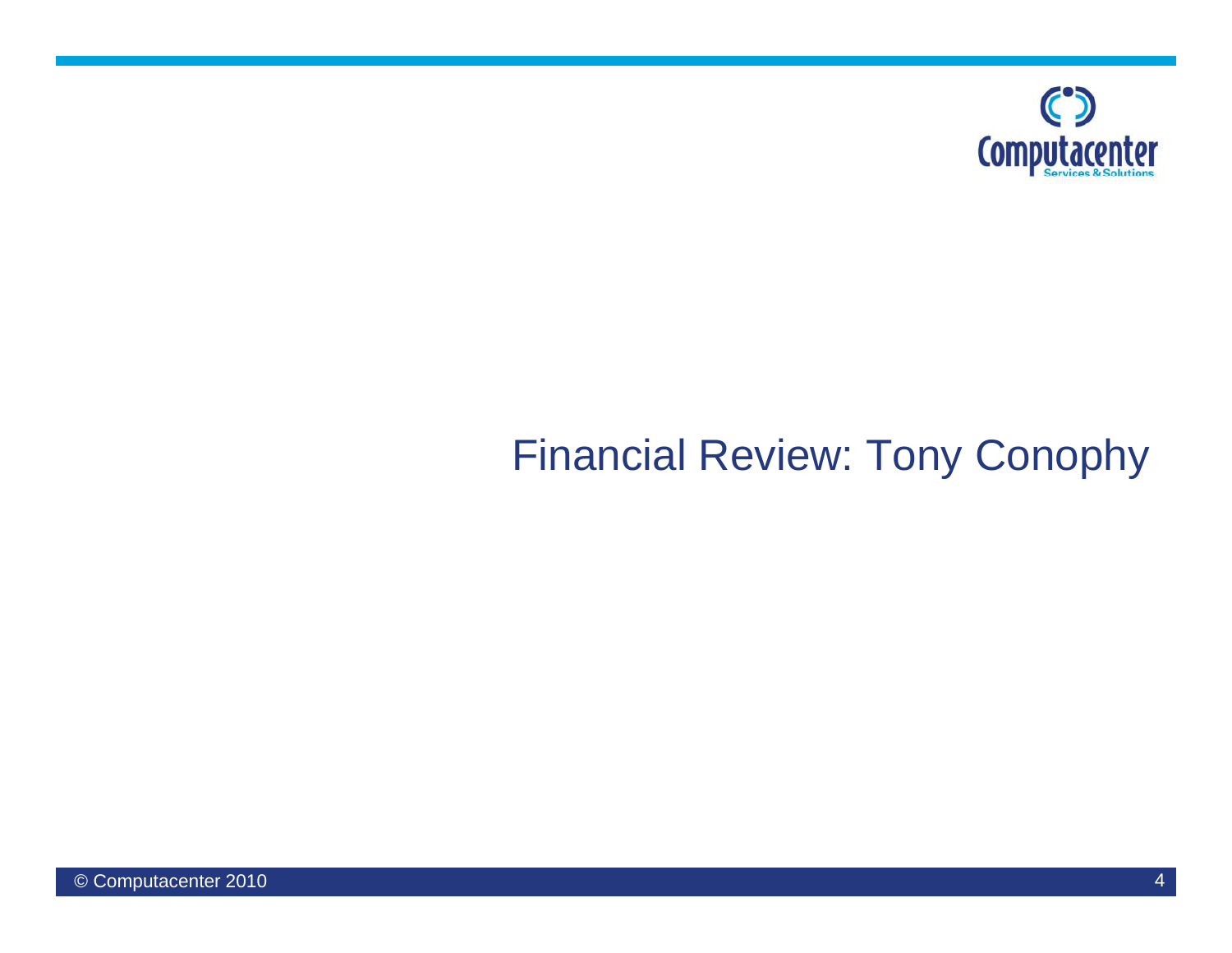# Financial Review: Tony Conophy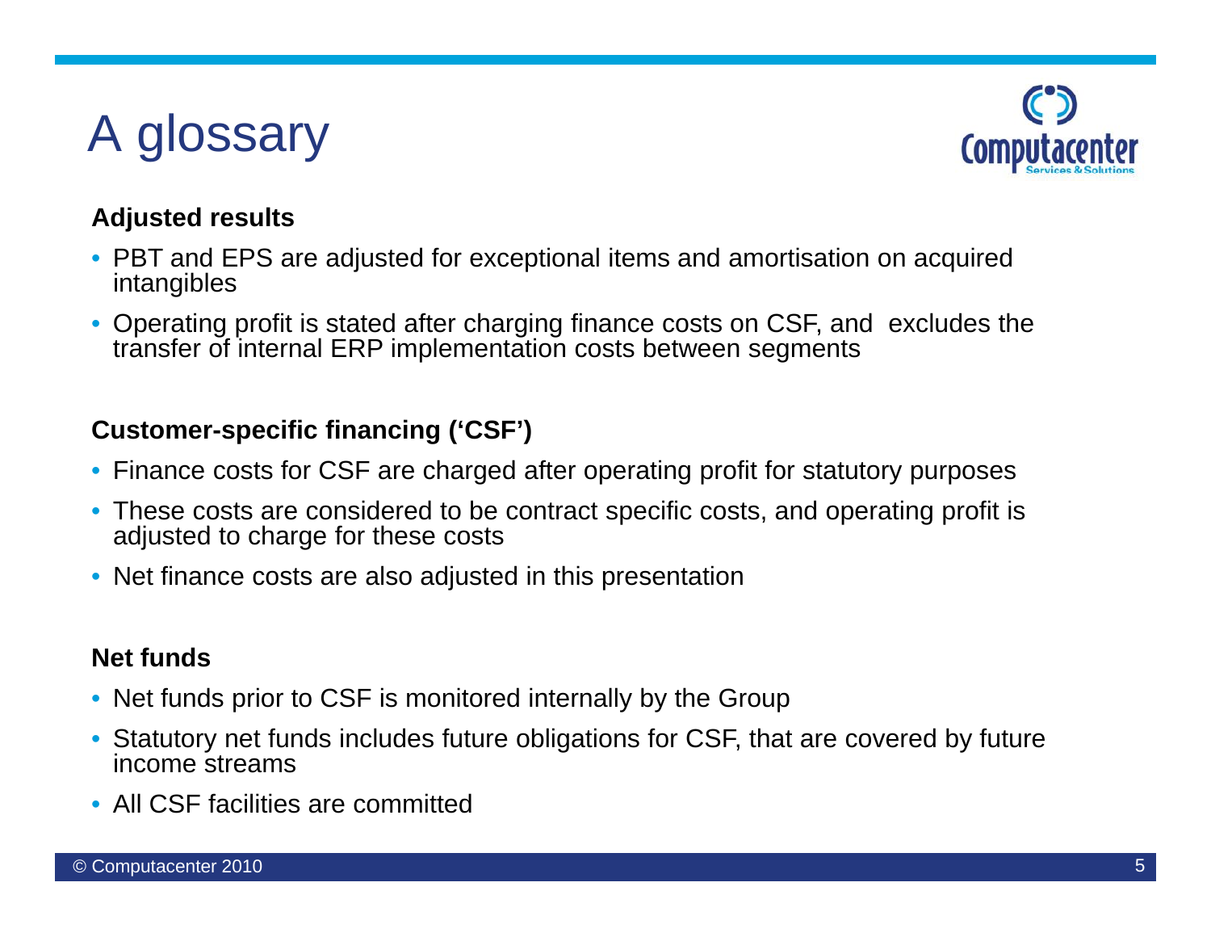# A glossary

**Adjusted results**

- PBT and EPS are adjusted for exceptional items and amortisation on acquired intangibles
- Operating profit is stated after charging finance costs on CSF, and excludes the transfer of internal ERP implementation costs between segments

**Customer-specific financing ('CSF')**

- Finance costs for CSF are charged after operating profit for statutory purposes
- These costs are considered to be contract specific costs, and operating profit is adjusted to charge for these costs
- Net finance costs are also adjusted in this presentation

**Net funds**

- Net funds prior to CSF is monitored internally by the Group
- Statutory net funds includes future obligations for CSF, that are covered by future income streams
- All CSF facilities are committed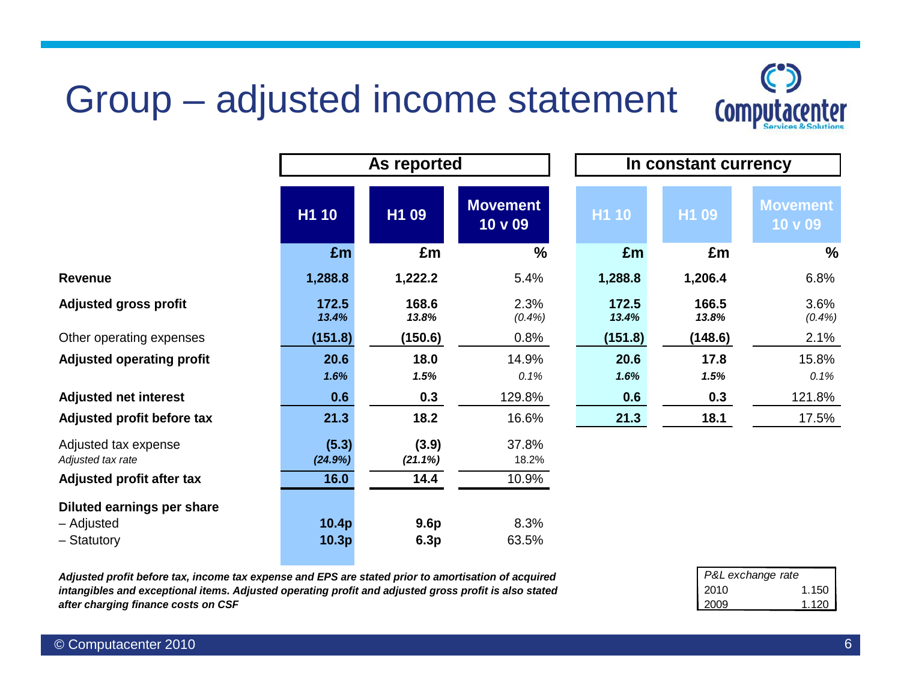# Group – adjusted income statement

| | As reported | | | In constant currency | | |
|---|---|---|---|---|---|---|
| | **H1 10** | **H1 09** | **Movement 10 v 09** | **H1 10** | **H1 09** | **Movement 10 v 09** |
| | **£m** | **£m** | **%** | **£m** | **£m** | **%** |
| **Revenue** | **1,288.8** | **1,222.2** | 5.4% | **1,288.8** | **1,206.4** | 6.8% |
| **Adjusted gross profit** | **172.5** | **168.6** | 2.3% | **172.5** | **166.5** | 3.6% |
| | ***13.4%*** | ***13.8%*** | *(0.4%)* | ***13.4%*** | ***13.8%*** | *(0.4%)* |
| Other operating expenses | **(151.8)** | **(150.6)** | 0.8% | **(151.8)** | **(148.6)** | 2.1% |
| **Adjusted operating profit** | **20.6** | **18.0** | 14.9% | **20.6** | **17.8** | 15.8% |
| | ***1.6%*** | ***1.5%*** | *0.1%* | ***1.6%*** | ***1.5%*** | *0.1%* |
| **Adjusted net interest** | **0.6** | **0.3** | 129.8% | **0.6** | **0.3** | 121.8% |
| **Adjusted profit before tax** | **21.3** | **18.2** | 16.6% | **21.3** | **18.1** | 17.5% |
| Adjusted tax expense | **(5.3)** | **(3.9)** | 37.8% | | | |
| *Adjusted tax rate* | ***(24.9%)*** | ***(21.1%)*** | 18.2% | | | |
| **Adjusted profit after tax** | **16.0** | **14.4** | 10.9% | | | |
| **Diluted earnings per share** | | | | | | |
| – Adjusted | **10.4p** | **9.6p** | 8.3% | | | |
| – Statutory | **10.3p** | **6.3p** | 63.5% | | | |

***Adjusted profit before tax, income tax expense and EPS are stated prior to amortisation of acquired intangibles and exceptional items. Adjusted operating profit and adjusted gross profit is also stated after charging finance costs on CSF***

| *P&L exchange rate* | |
|---|---|
| 2010 | 1.150 |
| 2009 | 1.120 |

© Computacenter 2010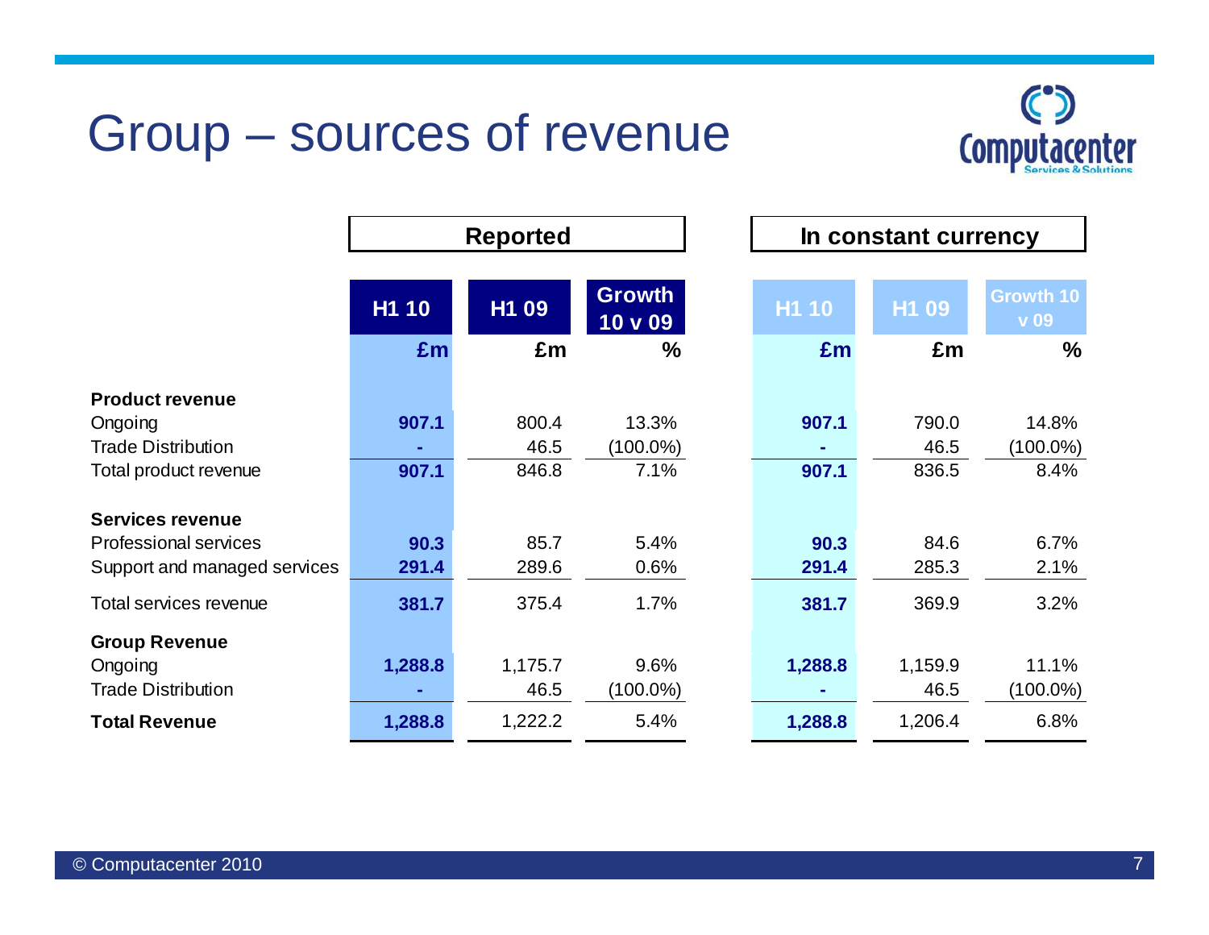# Group – sources of revenue

| | Reported | | | In constant currency | | |
|---|---|---|---|---|---|---|
| | H1 10 | H1 09 | Growth 10 v 09 | H1 10 | H1 09 | Growth 10 v 09 |
| | £m | £m | % | £m | £m | % |
| **Product revenue** | | | | | | |
| Ongoing | **907.1** | 800.4 | 13.3% | **907.1** | 790.0 | 14.8% |
| Trade Distribution | **-** | 46.5 | (100.0%) | **-** | 46.5 | (100.0%) |
| Total product revenue | **907.1** | 846.8 | 7.1% | **907.1** | 836.5 | 8.4% |
| **Services revenue** | | | | | | |
| Professional services | **90.3** | 85.7 | 5.4% | **90.3** | 84.6 | 6.7% |
| Support and managed services | **291.4** | 289.6 | 0.6% | **291.4** | 285.3 | 2.1% |
| Total services revenue | **381.7** | 375.4 | 1.7% | **381.7** | 369.9 | 3.2% |
| **Group Revenue** | | | | | | |
| Ongoing | **1,288.8** | 1,175.7 | 9.6% | **1,288.8** | 1,159.9 | 11.1% |
| Trade Distribution | **-** | 46.5 | (100.0%) | **-** | 46.5 | (100.0%) |
| **Total Revenue** | **1,288.8** | 1,222.2 | 5.4% | **1,288.8** | 1,206.4 | 6.8% |

© Computacenter 2010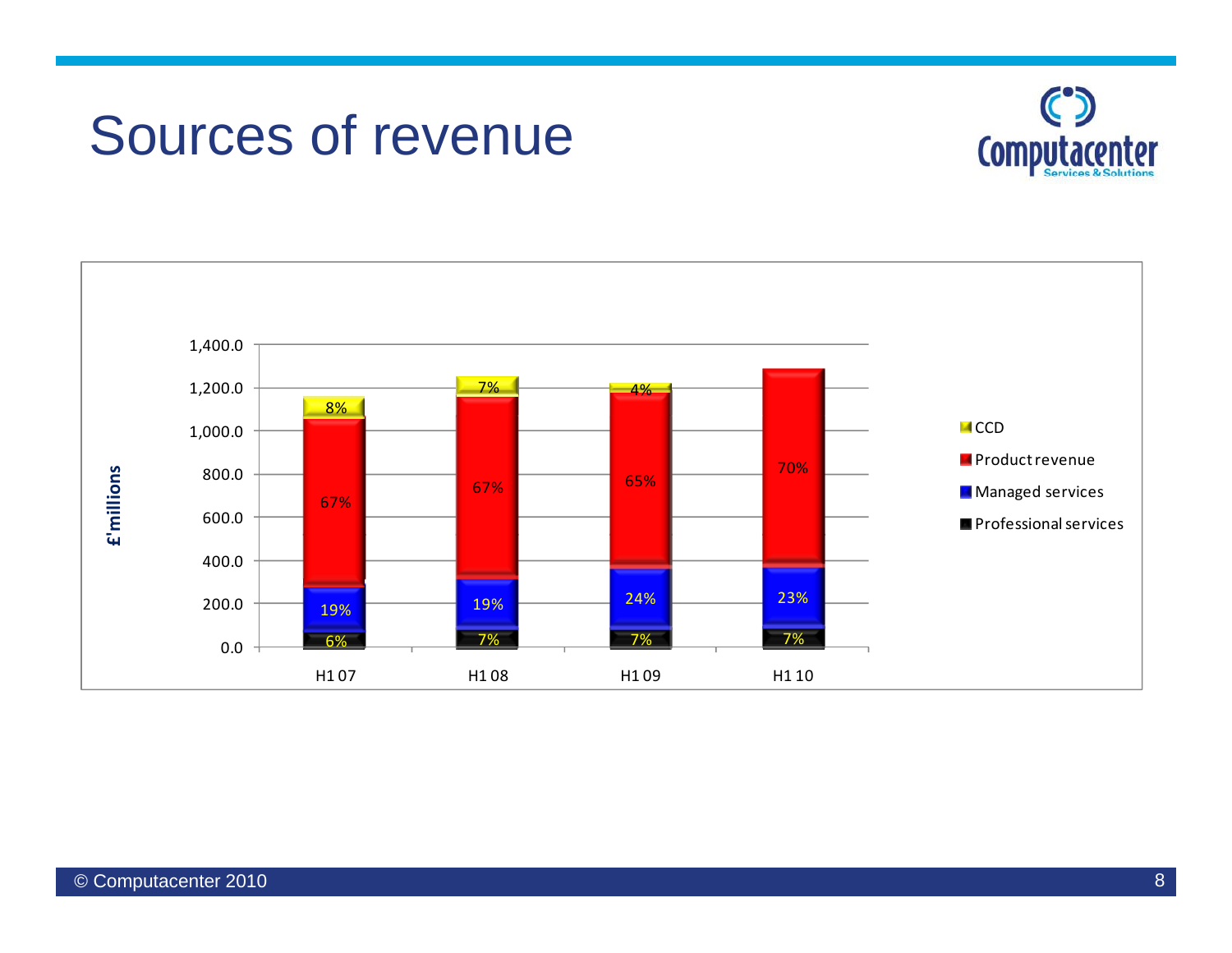# Sources of revenue

| | H1 07 | H1 08 | H1 09 | H1 10 |
|---|---|---|---|---|
| CCD | 8% | 7% | 4% | |
| Product revenue | 67% | 67% | 65% | 70% |
| Managed services | 19% | 19% | 24% | 23% |
| Professional services | 6% | 7% | 7% | 7% |

£'millions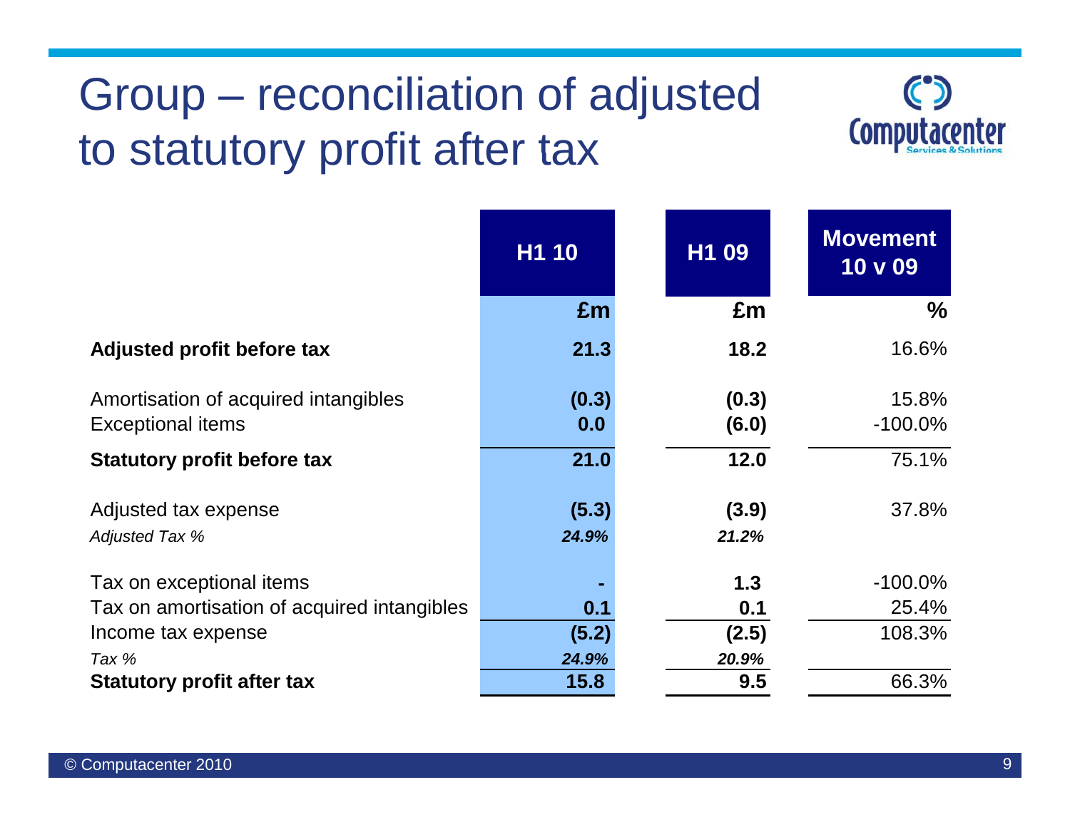# Group – reconciliation of adjusted to statutory profit after tax

| | H1 10 | H1 09 | Movement 10 v 09 |
|---|---|---|---|
| | £m | £m | % |
| **Adjusted profit before tax** | **21.3** | **18.2** | 16.6% |
| Amortisation of acquired intangibles | **(0.3)** | **(0.3)** | 15.8% |
| Exceptional items | **0.0** | **(6.0)** | -100.0% |
| **Statutory profit before tax** | **21.0** | **12.0** | 75.1% |
| Adjusted tax expense | **(5.3)** | **(3.9)** | 37.8% |
| *Adjusted Tax %* | ***24.9%*** | ***21.2%*** | |
| Tax on exceptional items | **-** | **1.3** | -100.0% |
| Tax on amortisation of acquired intangibles | **0.1** | **0.1** | 25.4% |
| Income tax expense | **(5.2)** | **(2.5)** | 108.3% |
| *Tax %* | ***24.9%*** | ***20.9%*** | |
| **Statutory profit after tax** | **15.8** | **9.5** | 66.3% |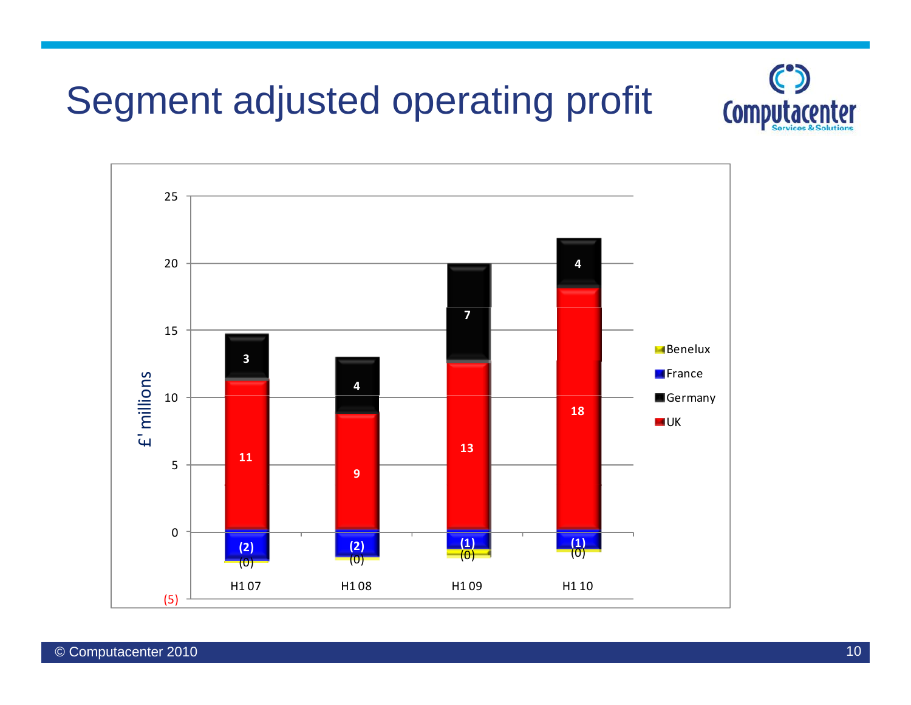# Segment adjusted operating profit

£' millions

| | H1 07 | H1 08 | H1 09 | H1 10 |
|---|---|---|---|---|
| Germany | 3 | 4 | 7 | 4 |
| UK | 11 | 9 | 13 | 18 |
| France | (2) | (2) | (1) | (1) |
| Benelux | (0) | (0) | (0) | (0) |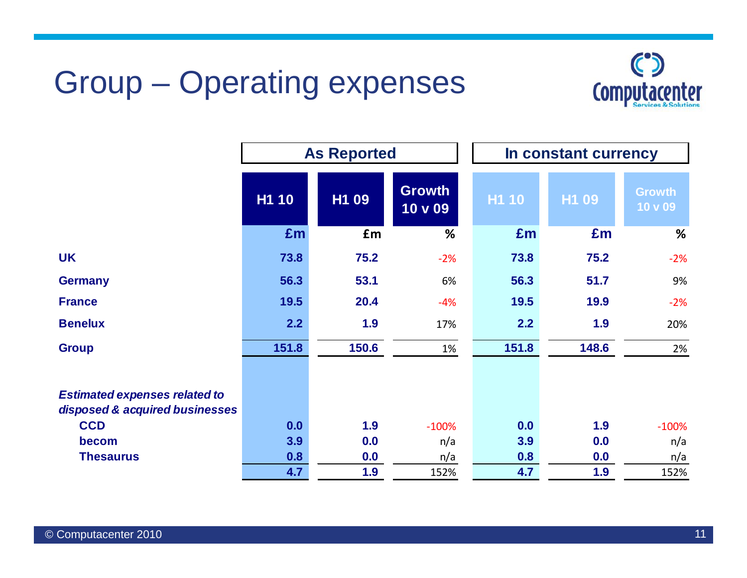# Group – Operating expenses

| | As Reported | | | In constant currency | | |
|---|---|---|---|---|---|---|
| | H1 10 | H1 09 | Growth 10 v 09 | H1 10 | H1 09 | Growth 10 v 09 |
| | £m | £m | % | £m | £m | % |
| **UK** | 73.8 | 75.2 | -2% | 73.8 | 75.2 | -2% |
| **Germany** | 56.3 | 53.1 | 6% | 56.3 | 51.7 | 9% |
| **France** | 19.5 | 20.4 | -4% | 19.5 | 19.9 | -2% |
| **Benelux** | 2.2 | 1.9 | 17% | 2.2 | 1.9 | 20% |
| **Group** | 151.8 | 150.6 | 1% | 151.8 | 148.6 | 2% |
| ***Estimated expenses related to disposed & acquired businesses*** | | | | | | |
| **CCD** | 0.0 | 1.9 | -100% | 0.0 | 1.9 | -100% |
| **becom** | 3.9 | 0.0 | n/a | 3.9 | 0.0 | n/a |
| **Thesaurus** | 0.8 | 0.0 | n/a | 0.8 | 0.0 | n/a |
| | 4.7 | 1.9 | 152% | 4.7 | 1.9 | 152% |

© Computacenter 2010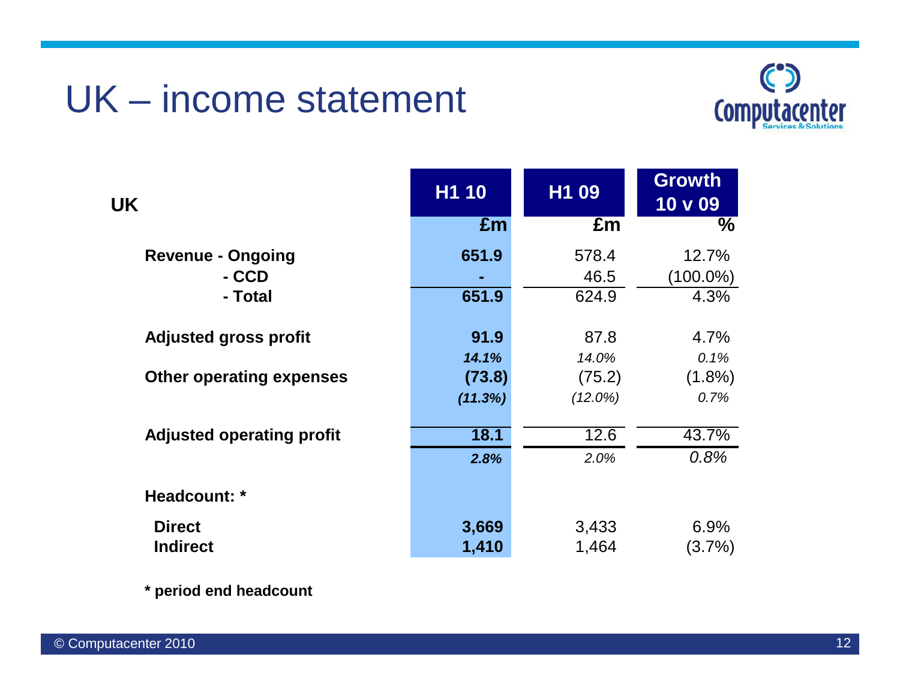# UK – income statement

| UK | H1 10 | H1 09 | Growth 10 v 09 |
|---|---|---|---|
| | £m | £m | % |
| **Revenue - Ongoing** | **651.9** | 578.4 | 12.7% |
| **- CCD** | **-** | 46.5 | (100.0%) |
| **- Total** | **651.9** | 624.9 | 4.3% |
| **Adjusted gross profit** | **91.9** | 87.8 | 4.7% |
| | ***14.1%*** | *14.0%* | *0.1%* |
| **Other operating expenses** | **(73.8)** | (75.2) | (1.8%) |
| | ***(11.3%)*** | *(12.0%)* | *0.7%* |
| **Adjusted operating profit** | **18.1** | 12.6 | 43.7% |
| | ***2.8%*** | *2.0%* | *0.8%* |
| **Headcount: *** | | | |
| **Direct** | **3,669** | 3,433 | 6.9% |
| **Indirect** | **1,410** | 1,464 | (3.7%) |

*** period end headcount**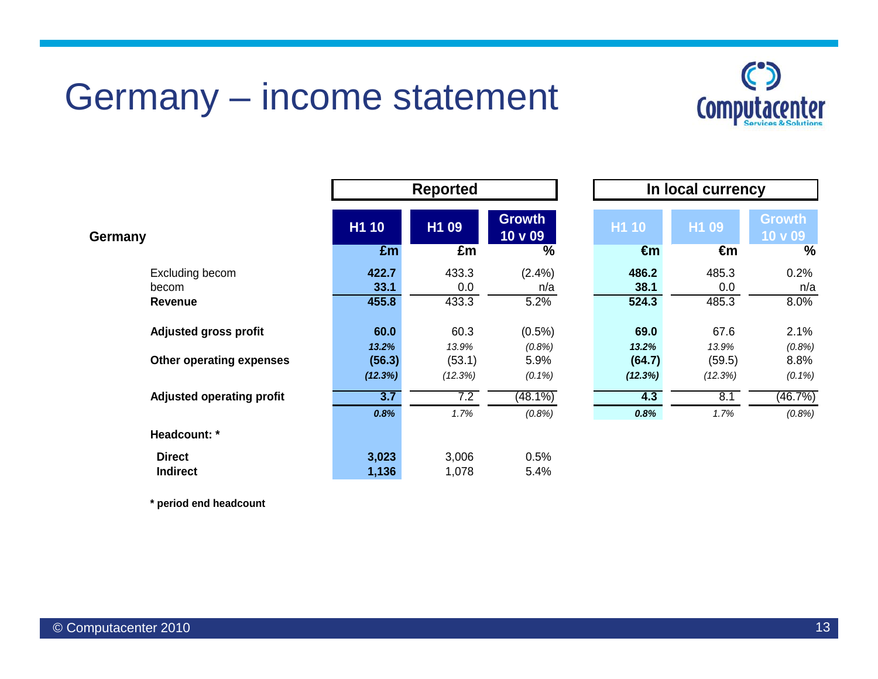# Germany – income statement

| Germany | Reported | | | In local currency | | |
|---|---|---|---|---|---|---|
| | H1 10 | H1 09 | Growth 10 v 09 | H1 10 | H1 09 | Growth 10 v 09 |
| | £m | £m | % | €m | €m | % |
| Excluding becom | **422.7** | 433.3 | (2.4%) | **486.2** | 485.3 | 0.2% |
| becom | **33.1** | 0.0 | n/a | **38.1** | 0.0 | n/a |
| **Revenue** | **455.8** | 433.3 | 5.2% | **524.3** | 485.3 | 8.0% |
| **Adjusted gross profit** | **60.0** | 60.3 | (0.5%) | **69.0** | 67.6 | 2.1% |
| | ***13.2%*** | *13.9%* | *(0.8%)* | ***13.2%*** | *13.9%* | *(0.8%)* |
| **Other operating expenses** | **(56.3)** | (53.1) | 5.9% | **(64.7)** | (59.5) | 8.8% |
| | ***(12.3%)*** | *(12.3%)* | *(0.1%)* | ***(12.3%)*** | *(12.3%)* | *(0.1%)* |
| **Adjusted operating profit** | **3.7** | 7.2 | (48.1%) | **4.3** | 8.1 | (46.7%) |
| | ***0.8%*** | *1.7%* | *(0.8%)* | ***0.8%*** | *1.7%* | *(0.8%)* |
| **Headcount: \*** | | | | | | |
| **Direct** | **3,023** | 3,006 | 0.5% | | | |
| **Indirect** | **1,136** | 1,078 | 5.4% | | | |

**\* period end headcount**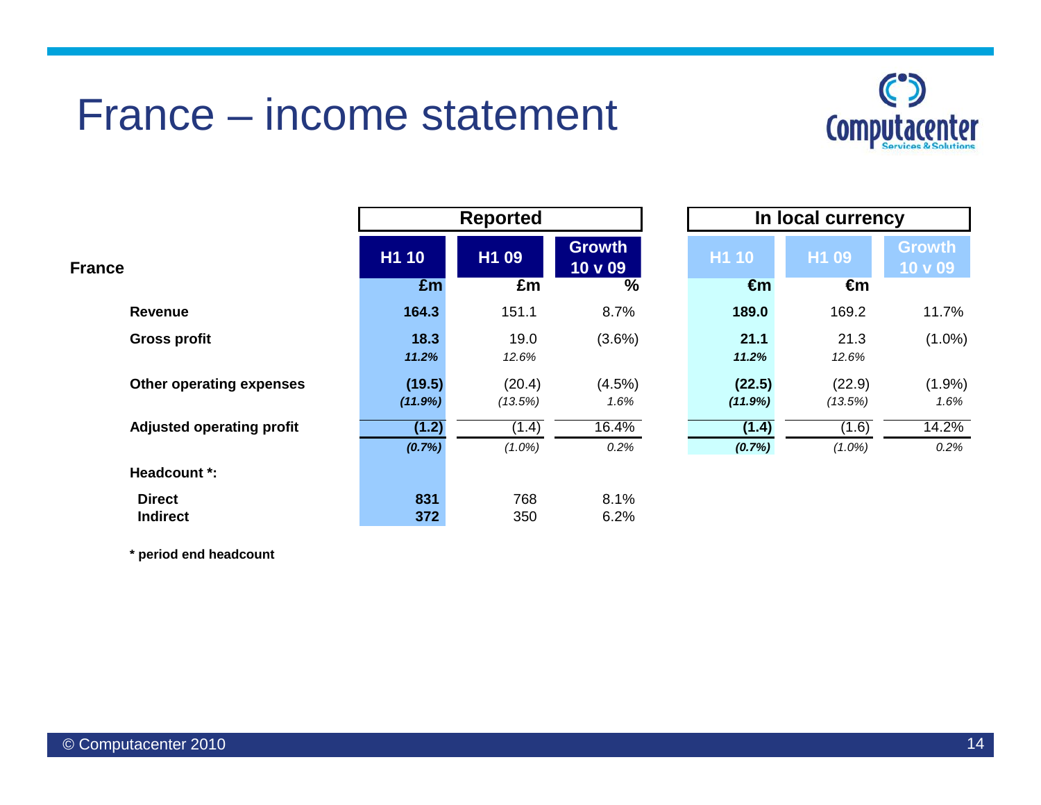# France – income statement

| France | Reported | | | In local currency | | |
|---|---|---|---|---|---|---|
| | H1 10 | H1 09 | Growth 10 v 09 | H1 10 | H1 09 | Growth 10 v 09 |
| | £m | £m | % | €m | €m | |
| **Revenue** | **164.3** | 151.1 | 8.7% | **189.0** | 169.2 | 11.7% |
| **Gross profit** | **18.3** | 19.0 | (3.6%) | **21.1** | 21.3 | (1.0%) |
| | ***11.2%*** | *12.6%* | | ***11.2%*** | *12.6%* | |
| **Other operating expenses** | **(19.5)** | (20.4) | (4.5%) | **(22.5)** | (22.9) | (1.9%) |
| | ***(11.9%)*** | *(13.5%)* | *1.6%* | ***(11.9%)*** | *(13.5%)* | *1.6%* |
| **Adjusted operating profit** | **(1.2)** | (1.4) | 16.4% | **(1.4)** | (1.6) | 14.2% |
| | ***(0.7%)*** | *(1.0%)* | *0.2%* | ***(0.7%)*** | *(1.0%)* | *0.2%* |
| **Headcount *:** | | | | | | |
| **Direct** | **831** | 768 | 8.1% | | | |
| **Indirect** | **372** | 350 | 6.2% | | | |

**\* period end headcount**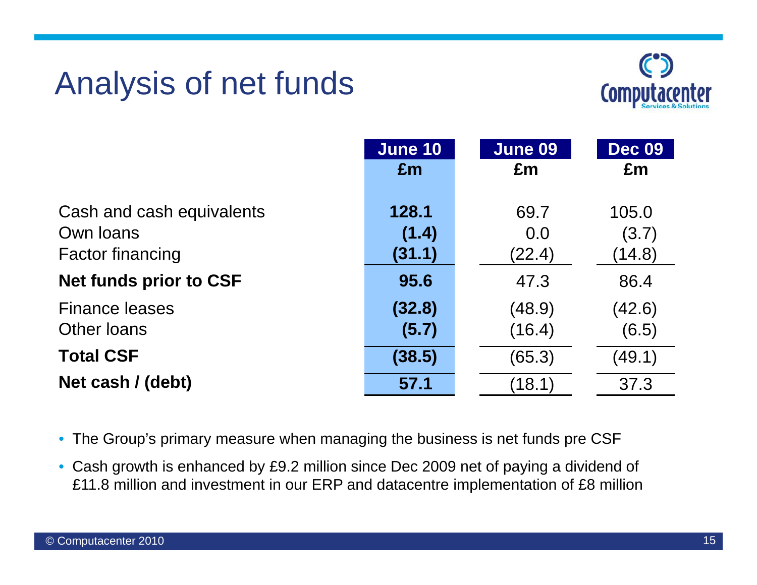# Analysis of net funds

| | June 10 £m | June 09 £m | Dec 09 £m |
|---|---|---|---|
| Cash and cash equivalents | **128.1** | 69.7 | 105.0 |
| Own loans | **(1.4)** | 0.0 | (3.7) |
| Factor financing | **(31.1)** | (22.4) | (14.8) |
| **Net funds prior to CSF** | **95.6** | 47.3 | 86.4 |
| Finance leases | **(32.8)** | (48.9) | (42.6) |
| Other loans | **(5.7)** | (16.4) | (6.5) |
| **Total CSF** | **(38.5)** | (65.3) | (49.1) |
| **Net cash / (debt)** | **57.1** | (18.1) | 37.3 |

- The Group's primary measure when managing the business is net funds pre CSF
- Cash growth is enhanced by £9.2 million since Dec 2009 net of paying a dividend of £11.8 million and investment in our ERP and datacentre implementation of £8 million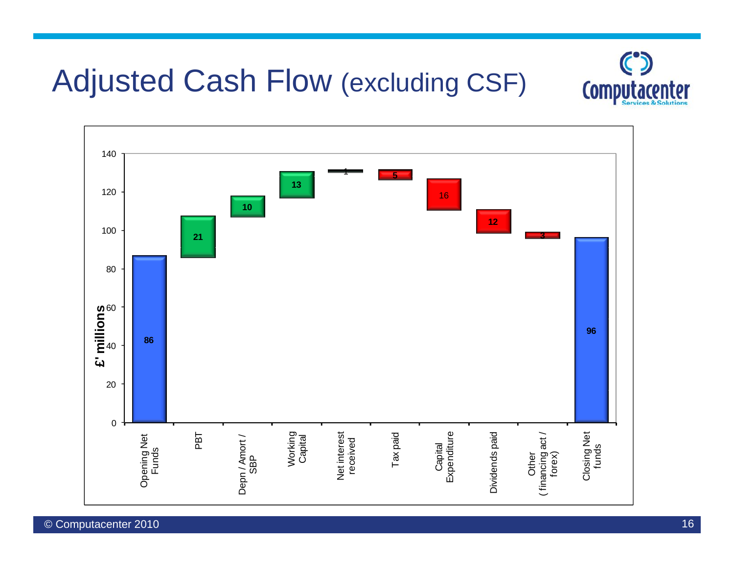# Adjusted Cash Flow (excluding CSF)

| | £' millions |
|---|---|
| Opening Net Funds | 86 |
| PBT | 21 |
| Depn / Amort / SBP | 10 |
| Working Capital | 13 |
| Net interest received | 1 |
| Tax paid | 5 |
| Capital Expenditure | 16 |
| Dividends paid | 12 |
| Other (financing act / forex) | 3 |
| Closing Net funds | 96 |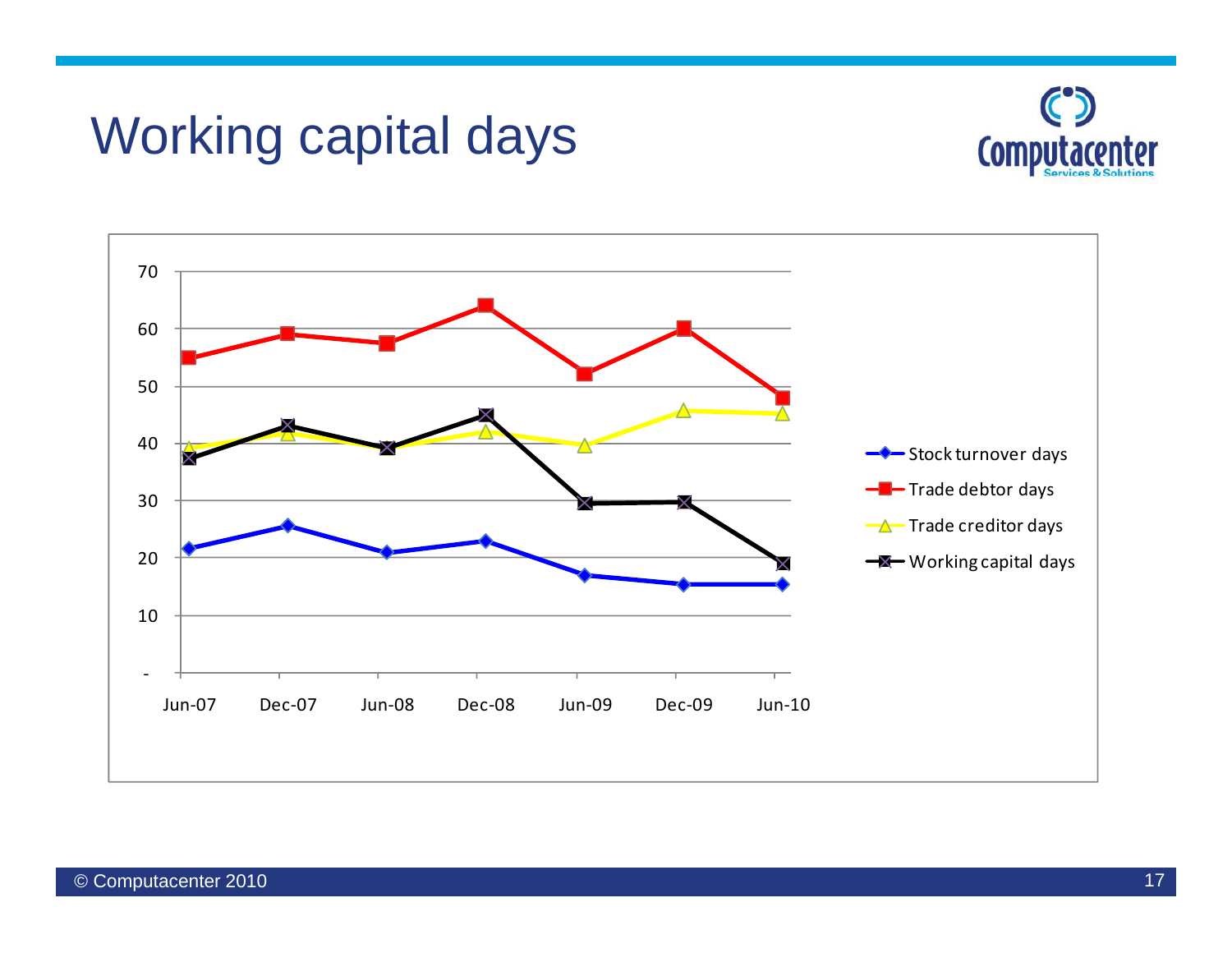# Working capital days

70
60
50
40
30
20
10
-

Jun-07 Dec-07 Jun-08 Dec-08 Jun-09 Dec-09 Jun-10

- Stock turnover days
- Trade debtor days
- Trade creditor days
- Working capital days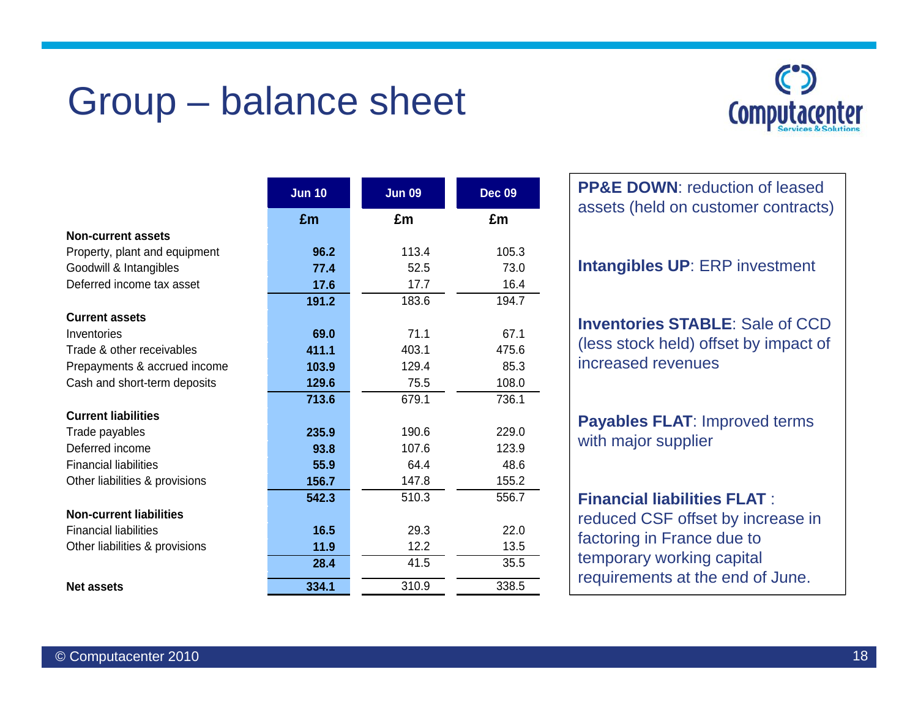# Group – balance sheet

| | Jun 10 | Jun 09 | Dec 09 |
|---|---|---|---|
| | £m | £m | £m |
| **Non-current assets** | | | |
| Property, plant and equipment | **96.2** | 113.4 | 105.3 |
| Goodwill & Intangibles | **77.4** | 52.5 | 73.0 |
| Deferred income tax asset | **17.6** | 17.7 | 16.4 |
| | **191.2** | 183.6 | 194.7 |
| **Current assets** | | | |
| Inventories | **69.0** | 71.1 | 67.1 |
| Trade & other receivables | **411.1** | 403.1 | 475.6 |
| Prepayments & accrued income | **103.9** | 129.4 | 85.3 |
| Cash and short-term deposits | **129.6** | 75.5 | 108.0 |
| | **713.6** | 679.1 | 736.1 |
| **Current liabilities** | | | |
| Trade payables | **235.9** | 190.6 | 229.0 |
| Deferred income | **93.8** | 107.6 | 123.9 |
| Financial liabilities | **55.9** | 64.4 | 48.6 |
| Other liabilities & provisions | **156.7** | 147.8 | 155.2 |
| | **542.3** | 510.3 | 556.7 |
| **Non-current liabilities** | | | |
| Financial liabilities | **16.5** | 29.3 | 22.0 |
| Other liabilities & provisions | **11.9** | 12.2 | 13.5 |
| | **28.4** | 41.5 | 35.5 |
| **Net assets** | **334.1** | 310.9 | 338.5 |

**PP&E DOWN**: reduction of leased assets (held on customer contracts)

**Intangibles UP**: ERP investment

**Inventories STABLE**: Sale of CCD (less stock held) offset by impact of increased revenues

**Payables FLAT**: Improved terms with major supplier

**Financial liabilities FLAT** : reduced CSF offset by increase in factoring in France due to temporary working capital requirements at the end of June.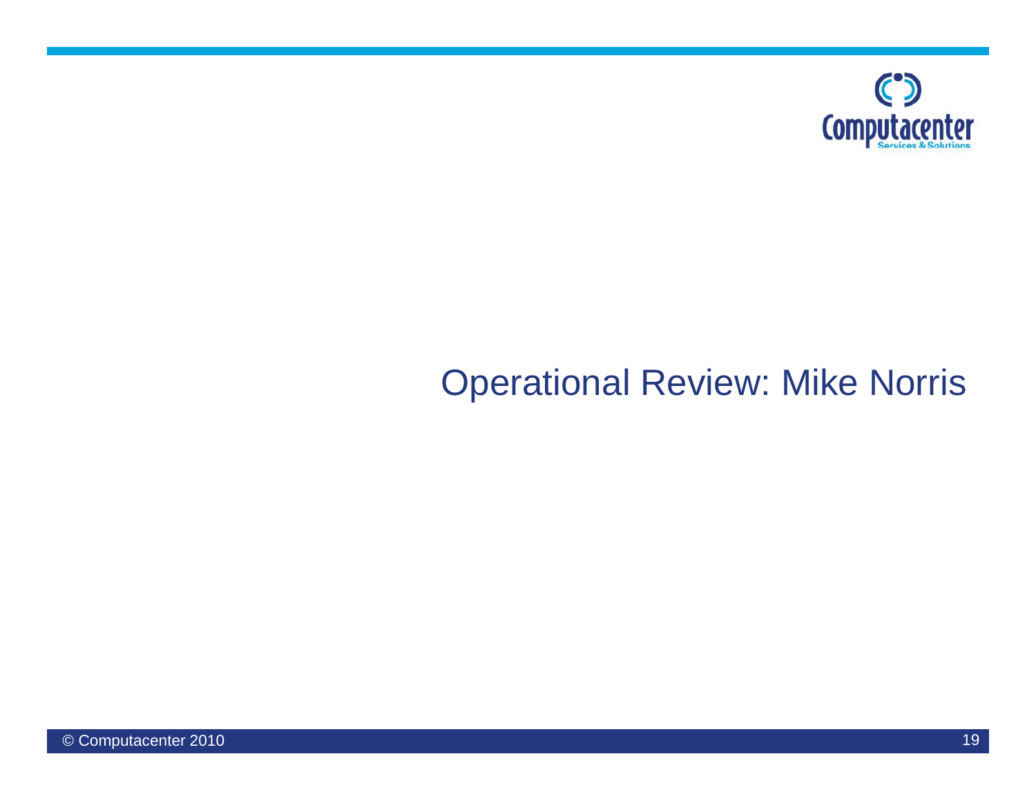# Operational Review: Mike Norris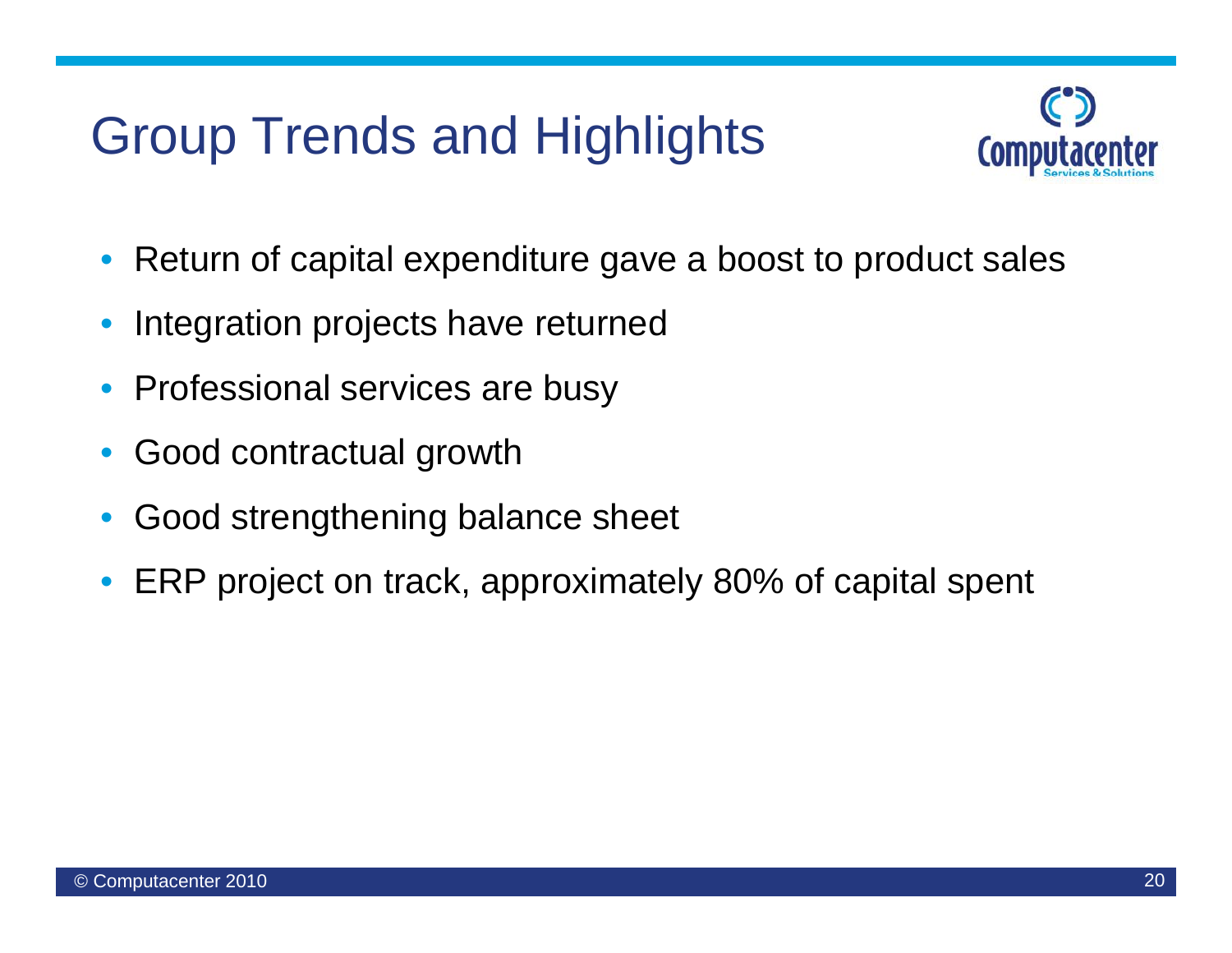# Group Trends and Highlights

- Return of capital expenditure gave a boost to product sales
- Integration projects have returned
- Professional services are busy
- Good contractual growth
- Good strengthening balance sheet
- ERP project on track, approximately 80% of capital spent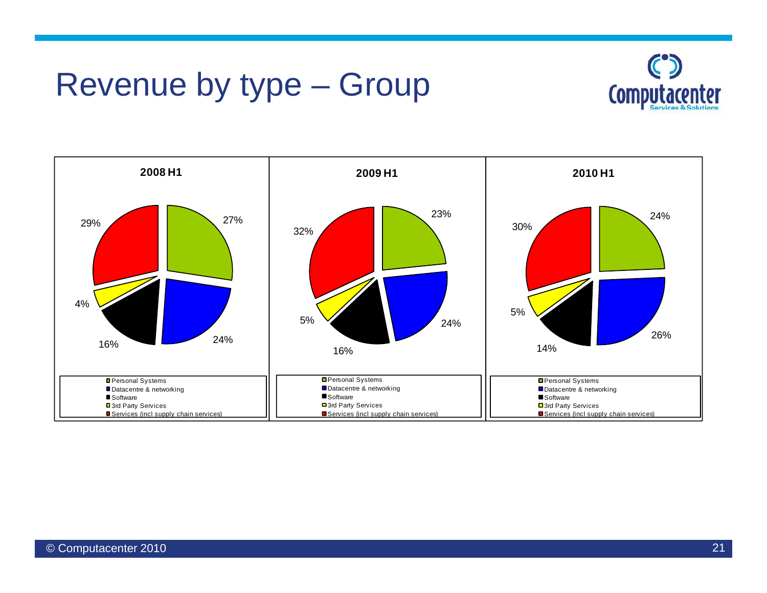# Revenue by type – Group

| Revenue type | 2008 H1 | 2009 H1 | 2010 H1 |
|---|---|---|---|
| Personal Systems | 27% | 23% | 24% |
| Datacentre & networking | 24% | 24% | 26% |
| Software | 16% | 16% | 14% |
| 3rd Party Services | 4% | 5% | 5% |
| Services (incl supply chain services) | 29% | 32% | 30% |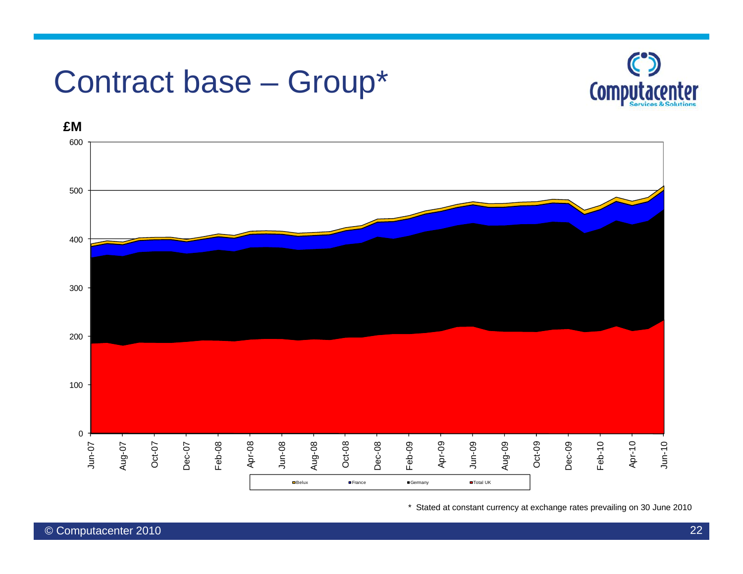# Contract base – Group*

£M

Belux | France | Germany | Total UK

\* Stated at constant currency at exchange rates prevailing on 30 June 2010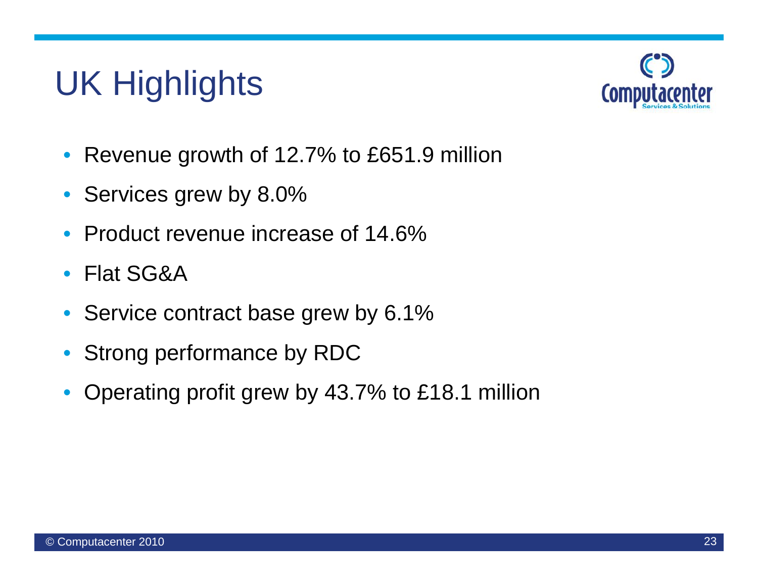# UK Highlights

- Revenue growth of 12.7% to £651.9 million
- Services grew by 8.0%
- Product revenue increase of 14.6%
- Flat SG&A
- Service contract base grew by 6.1%
- Strong performance by RDC
- Operating profit grew by 43.7% to £18.1 million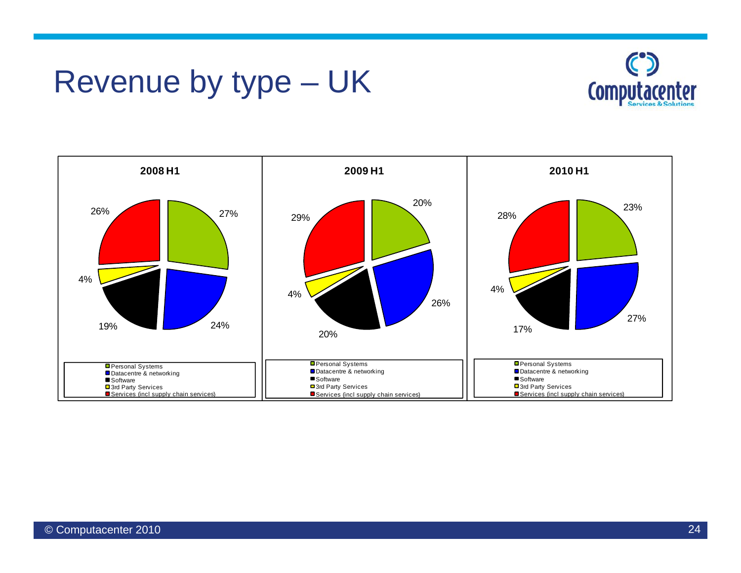# Revenue by type – UK

**2008 H1**

| Category | Share |
| --- | --- |
| Personal Systems | 27% |
| Datacentre & networking | 24% |
| Software | 19% |
| 3rd Party Services | 4% |
| Services (incl supply chain services) | 26% |

**2009 H1**

| Category | Share |
| --- | --- |
| Personal Systems | 20% |
| Datacentre & networking | 26% |
| Software | 20% |
| 3rd Party Services | 4% |
| Services (incl supply chain services) | 29% |

**2010 H1**

| Category | Share |
| --- | --- |
| Personal Systems | 23% |
| Datacentre & networking | 27% |
| Software | 17% |
| 3rd Party Services | 4% |
| Services (incl supply chain services) | 28% |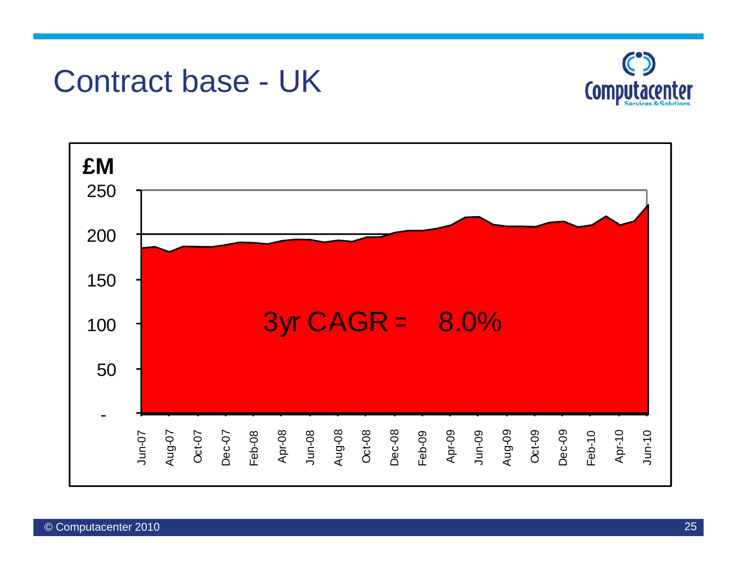# Contract base - UK

£M

250

200

150

100

50

-

3yr CAGR = 8.0%

Jun-07, Aug-07, Oct-07, Dec-07, Feb-08, Apr-08, Jun-08, Aug-08, Oct-08, Dec-08, Feb-09, Apr-09, Jun-09, Aug-09, Oct-09, Dec-09, Feb-10, Apr-10, Jun-10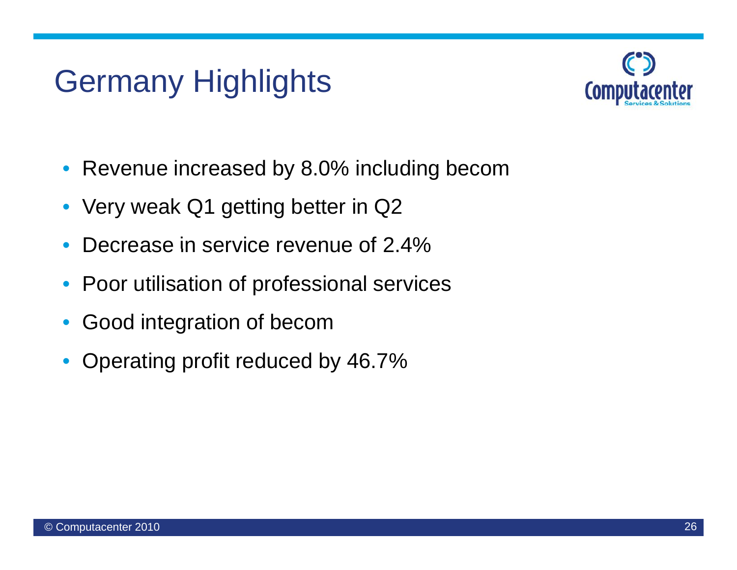# Germany Highlights

- Revenue increased by 8.0% including becom
- Very weak Q1 getting better in Q2
- Decrease in service revenue of 2.4%
- Poor utilisation of professional services
- Good integration of becom
- Operating profit reduced by 46.7%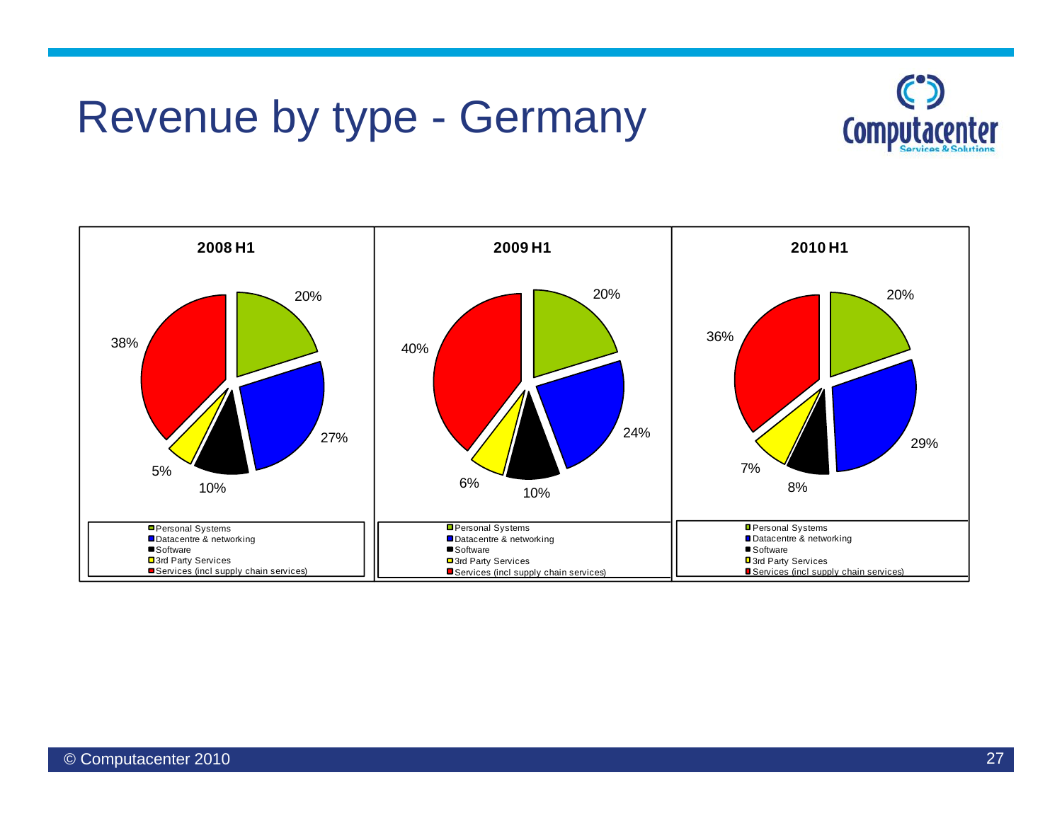# Revenue by type - Germany

| | 2008 H1 | 2009 H1 | 2010 H1 |
|---|---|---|---|
| Personal Systems | 20% | 20% | 20% |
| Datacentre & networking | 27% | 24% | 29% |
| Software | 10% | 10% | 8% |
| 3rd Party Services | 5% | 6% | 7% |
| Services (incl supply chain services) | 38% | 40% | 36% |

© Computacenter 2010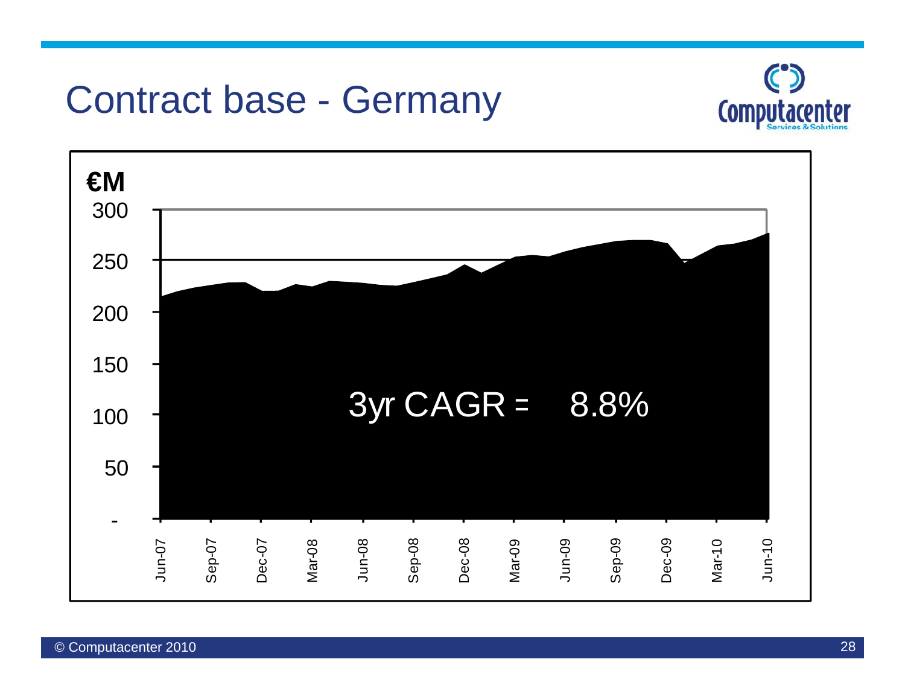# Contract base - Germany

€M

| Axis | Values |
|---|---|
| Y-axis | -, 50, 100, 150, 200, 250, 300 |
| X-axis | Jun-07, Sep-07, Dec-07, Mar-08, Jun-08, Sep-08, Dec-08, Mar-09, Jun-09, Sep-09, Dec-09, Mar-10, Jun-10 |

3yr CAGR = 8.8%

© Computacenter 2010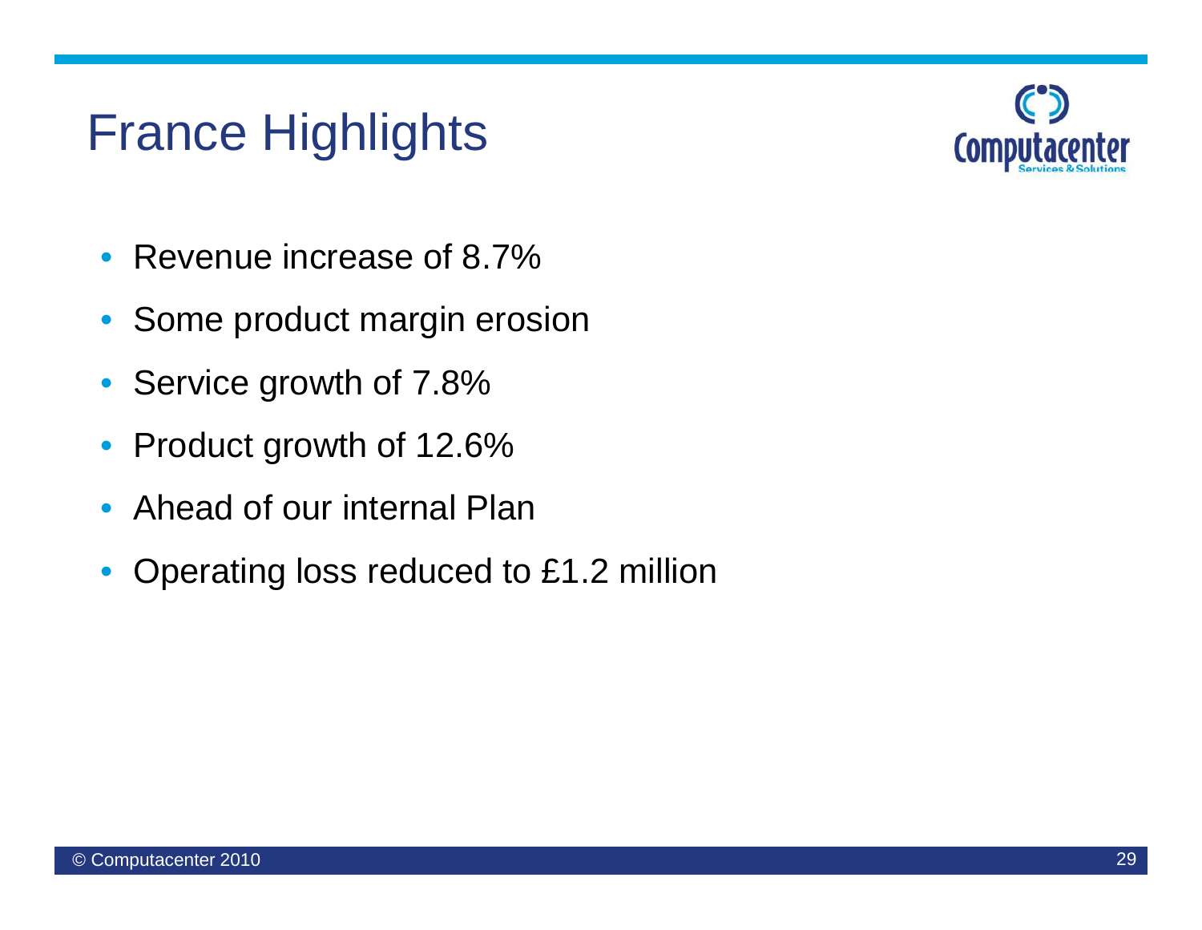# France Highlights

- Revenue increase of 8.7%
- Some product margin erosion
- Service growth of 7.8%
- Product growth of 12.6%
- Ahead of our internal Plan
- Operating loss reduced to £1.2 million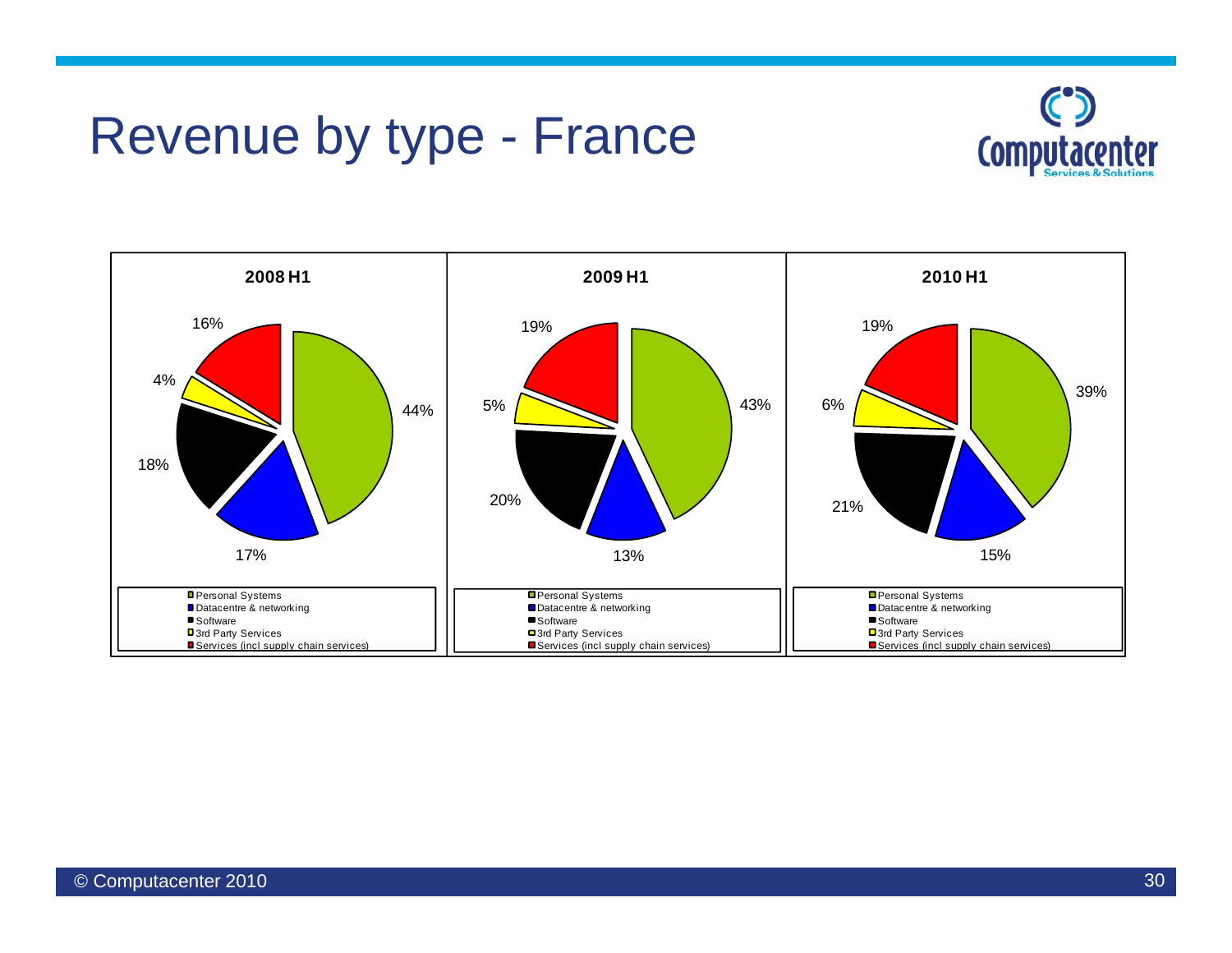# Revenue by type - France

| | 2008 H1 | 2009 H1 | 2010 H1 |
|---|---|---|---|
| Personal Systems | 44% | 43% | 39% |
| Datacentre & networking | 17% | 13% | 15% |
| Software | 18% | 20% | 21% |
| 3rd Party Services | 4% | 5% | 6% |
| Services (incl supply chain services) | 16% | 19% | 19% |

© Computacenter 2010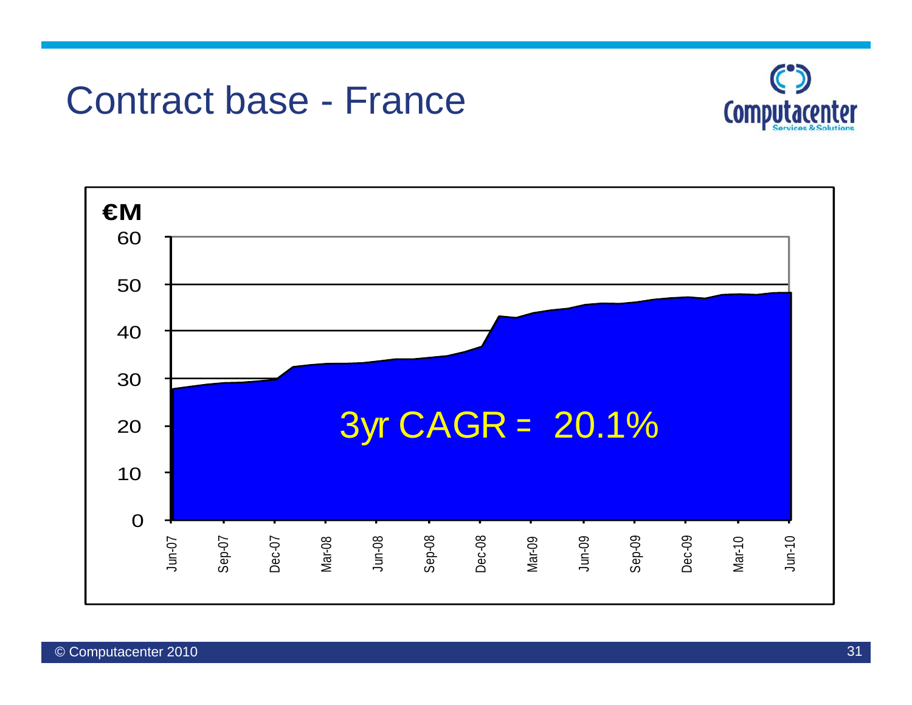# Contract base - France

€M

3yr CAGR = 20.1%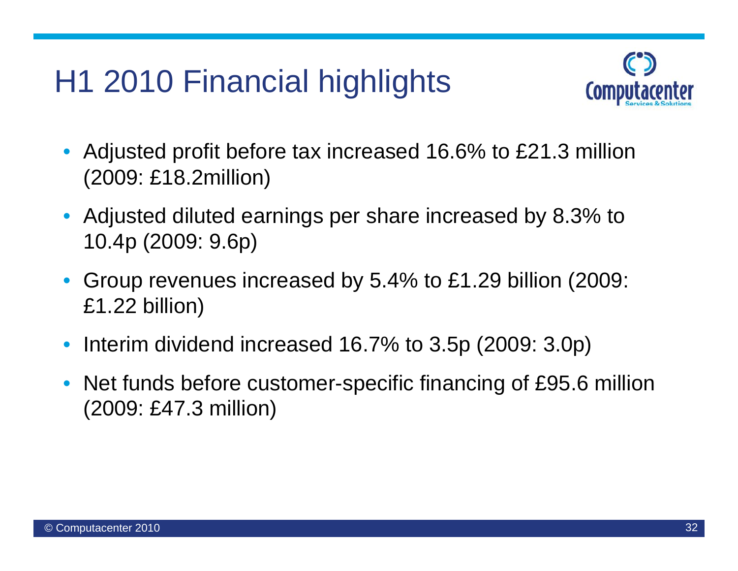# H1 2010 Financial highlights

- Adjusted profit before tax increased 16.6% to £21.3 million (2009: £18.2million)
- Adjusted diluted earnings per share increased by 8.3% to 10.4p (2009: 9.6p)
- Group revenues increased by 5.4% to £1.29 billion (2009: £1.22 billion)
- Interim dividend increased 16.7% to 3.5p (2009: 3.0p)
- Net funds before customer-specific financing of £95.6 million (2009: £47.3 million)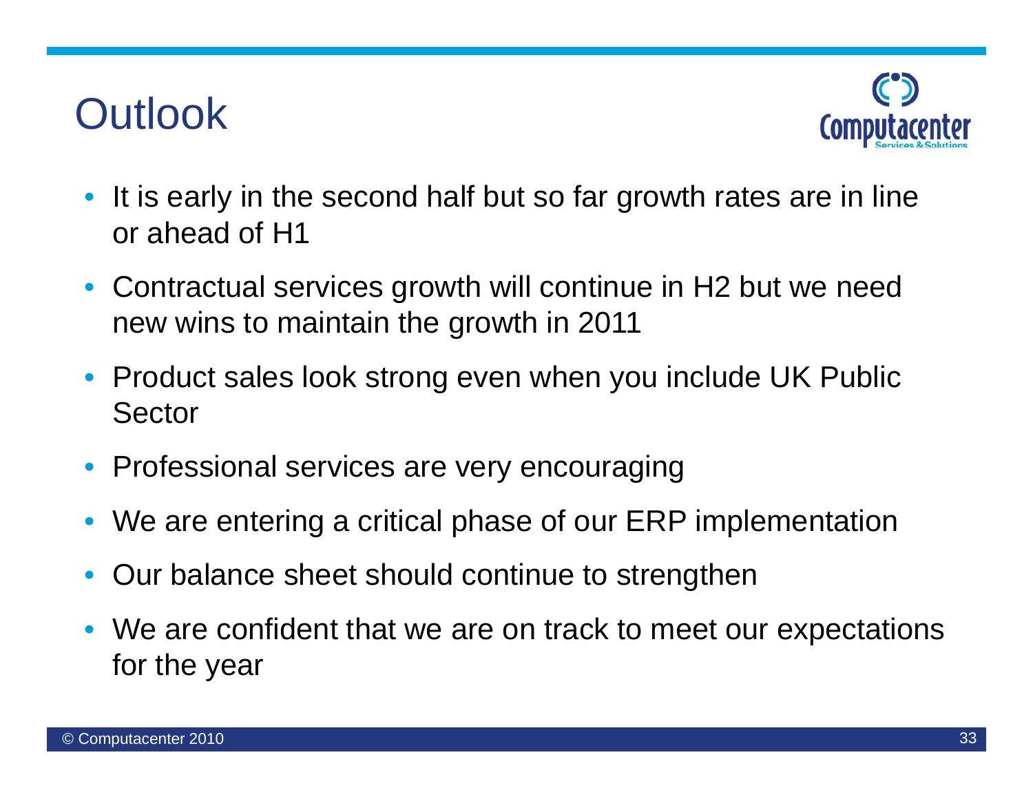# Outlook

- It is early in the second half but so far growth rates are in line or ahead of H1
- Contractual services growth will continue in H2 but we need new wins to maintain the growth in 2011
- Product sales look strong even when you include UK Public Sector
- Professional services are very encouraging
- We are entering a critical phase of our ERP implementation
- Our balance sheet should continue to strengthen
- We are confident that we are on track to meet our expectations for the year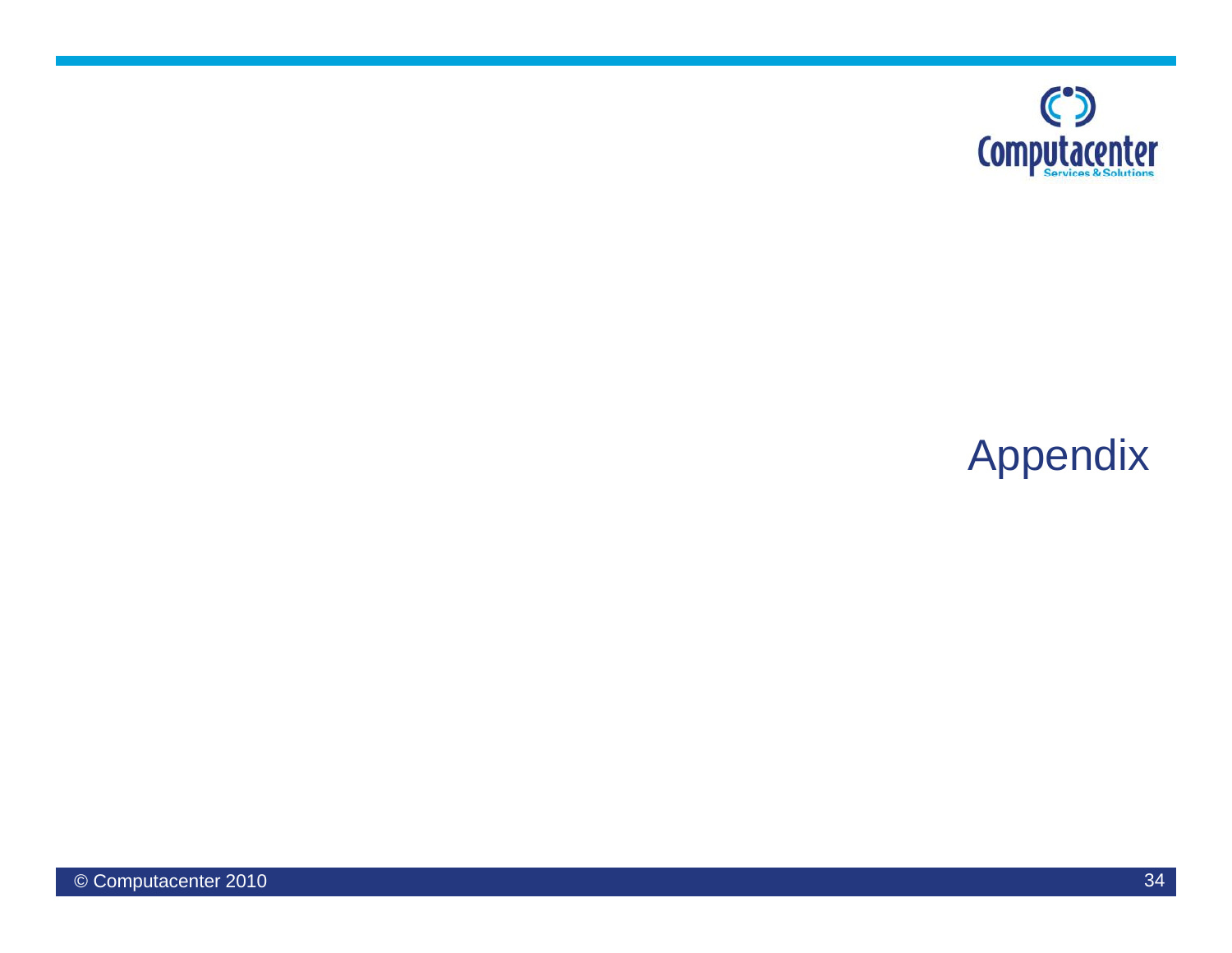# Appendix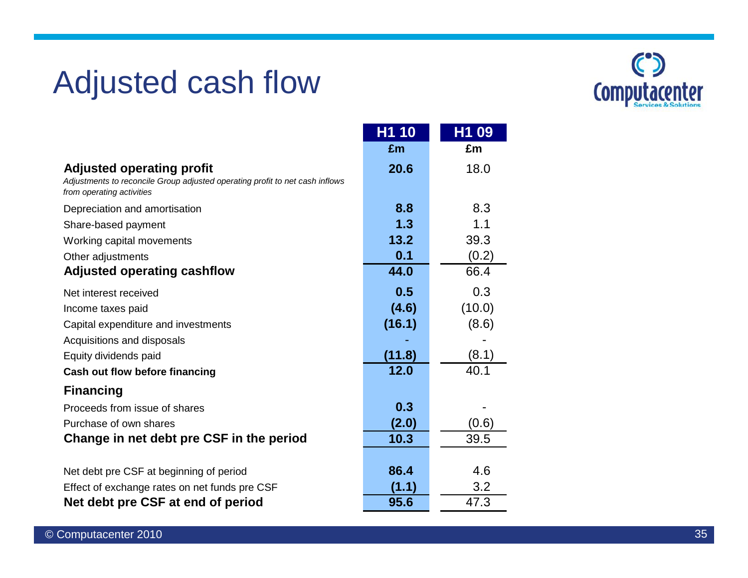# Adjusted cash flow

| | H1 10 | H1 09 |
|---|---|---|
| | **£m** | **£m** |
| **Adjusted operating profit** | **20.6** | 18.0 |
| *Adjustments to reconcile Group adjusted operating profit to net cash inflows from operating activities* | | |
| Depreciation and amortisation | **8.8** | 8.3 |
| Share-based payment | **1.3** | 1.1 |
| Working capital movements | **13.2** | 39.3 |
| Other adjustments | **0.1** | (0.2) |
| **Adjusted operating cashflow** | **44.0** | 66.4 |
| Net interest received | **0.5** | 0.3 |
| Income taxes paid | **(4.6)** | (10.0) |
| Capital expenditure and investments | **(16.1)** | (8.6) |
| Acquisitions and disposals | - | - |
| Equity dividends paid | **(11.8)** | (8.1) |
| **Cash out flow before financing** | **12.0** | 40.1 |
| **Financing** | | |
| Proceeds from issue of shares | **0.3** | - |
| Purchase of own shares | **(2.0)** | (0.6) |
| **Change in net debt pre CSF in the period** | **10.3** | 39.5 |
| Net debt pre CSF at beginning of period | **86.4** | 4.6 |
| Effect of exchange rates on net funds pre CSF | **(1.1)** | 3.2 |
| **Net debt pre CSF at end of period** | **95.6** | 47.3 |

© Computacenter 2010